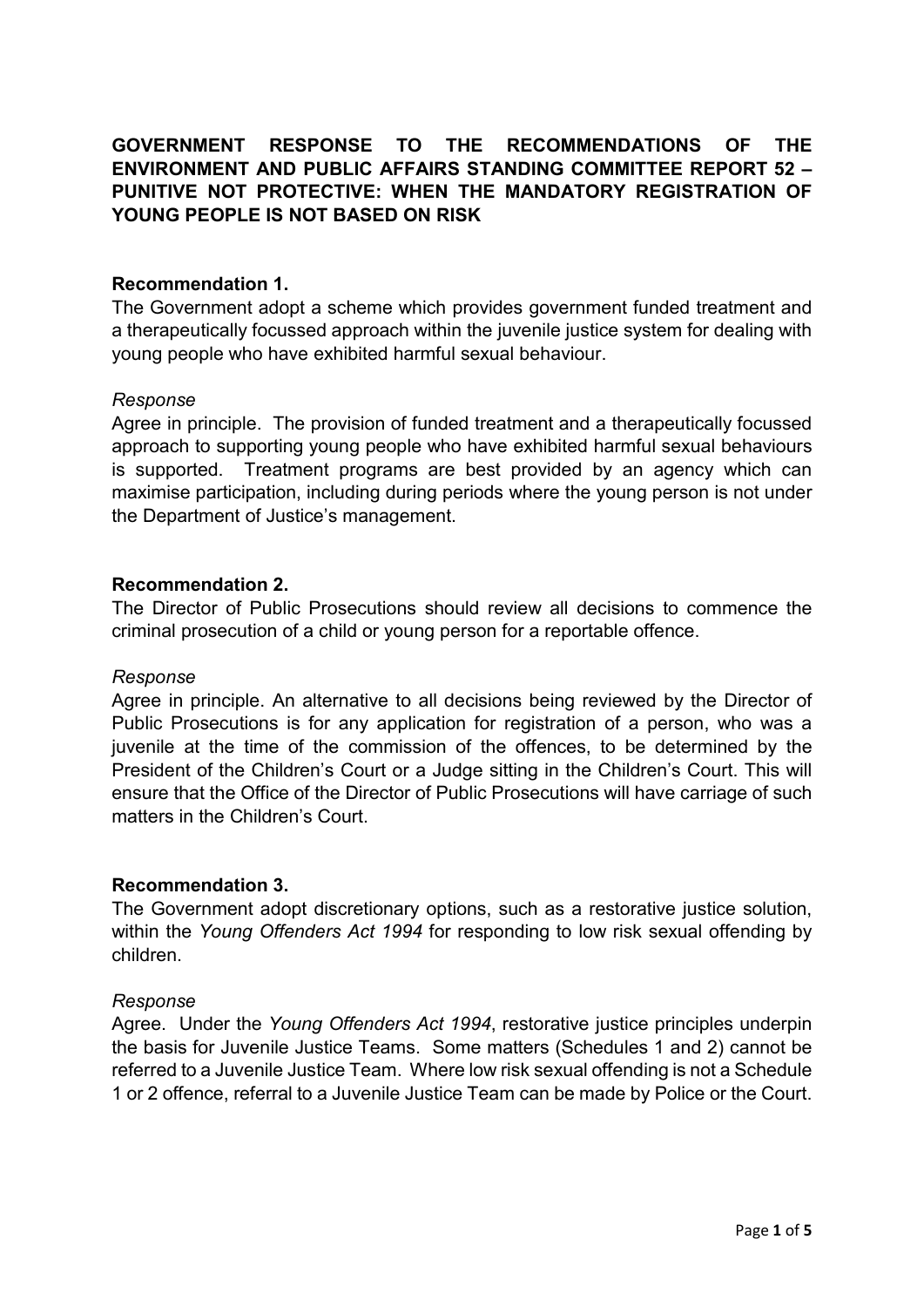# GOVERNMENT RESPONSE TO THE RECOMMENDATIONS OF THE ENVIRONMENT AND PUBLIC AFFAIRS STANDING COMMITTEE REPORT 52 – PUNITIVE NOT PROTECTIVE: WHEN THE MANDATORY REGISTRATION OF YOUNG PEOPLE IS NOT BASED ON RISK

**Recommendation 1.**

The Government adopt a scheme which provides government funded treatment and a therapeutically focussed approach within the juvenile justice system for dealing with young people who have exhibited harmful sexual behaviour.

*Response*

Agree in principle. The provision of funded treatment and a therapeutically focussed approach to supporting young people who have exhibited harmful sexual behaviours is supported. Treatment programs are best provided by an agency which can maximise participation, including during periods where the young person is not under the Department of Justice's management.

**Recommendation 2.**

The Director of Public Prosecutions should review all decisions to commence the criminal prosecution of a child or young person for a reportable offence.

*Response*

Agree in principle. An alternative to all decisions being reviewed by the Director of Public Prosecutions is for any application for registration of a person, who was a juvenile at the time of the commission of the offences, to be determined by the President of the Children's Court or a Judge sitting in the Children's Court. This will ensure that the Office of the Director of Public Prosecutions will have carriage of such matters in the Children's Court.

**Recommendation 3.**

The Government adopt discretionary options, such as a restorative justice solution, within the *Young Offenders Act 1994* for responding to low risk sexual offending by children.

*Response*

Agree. Under the *Young Offenders Act 1994*, restorative justice principles underpin the basis for Juvenile Justice Teams. Some matters (Schedules 1 and 2) cannot be referred to a Juvenile Justice Team. Where low risk sexual offending is not a Schedule 1 or 2 offence, referral to a Juvenile Justice Team can be made by Police or the Court.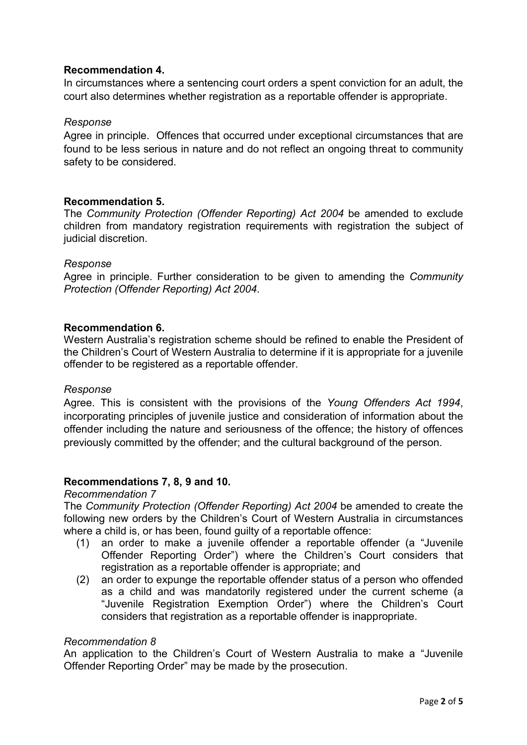**Recommendation 4.**

In circumstances where a sentencing court orders a spent conviction for an adult, the court also determines whether registration as a reportable offender is appropriate.

*Response*

Agree in principle. Offences that occurred under exceptional circumstances that are found to be less serious in nature and do not reflect an ongoing threat to community safety to be considered.

**Recommendation 5.**

The *Community Protection (Offender Reporting) Act 2004* be amended to exclude children from mandatory registration requirements with registration the subject of judicial discretion.

*Response*

Agree in principle. Further consideration to be given to amending the *Community Protection (Offender Reporting) Act 2004*.

**Recommendation 6.**

Western Australia's registration scheme should be refined to enable the President of the Children's Court of Western Australia to determine if it is appropriate for a juvenile offender to be registered as a reportable offender.

*Response*

Agree. This is consistent with the provisions of the *Young Offenders Act 1994*, incorporating principles of juvenile justice and consideration of information about the offender including the nature and seriousness of the offence; the history of offences previously committed by the offender; and the cultural background of the person.

**Recommendations 7, 8, 9 and 10.**

*Recommendation 7*

The *Community Protection (Offender Reporting) Act 2004* be amended to create the following new orders by the Children's Court of Western Australia in circumstances where a child is, or has been, found guilty of a reportable offence:

(1) an order to make a juvenile offender a reportable offender (a "Juvenile Offender Reporting Order") where the Children's Court considers that registration as a reportable offender is appropriate; and

(2) an order to expunge the reportable offender status of a person who offended as a child and was mandatorily registered under the current scheme (a "Juvenile Registration Exemption Order") where the Children's Court considers that registration as a reportable offender is inappropriate.

*Recommendation 8*

An application to the Children's Court of Western Australia to make a "Juvenile Offender Reporting Order" may be made by the prosecution.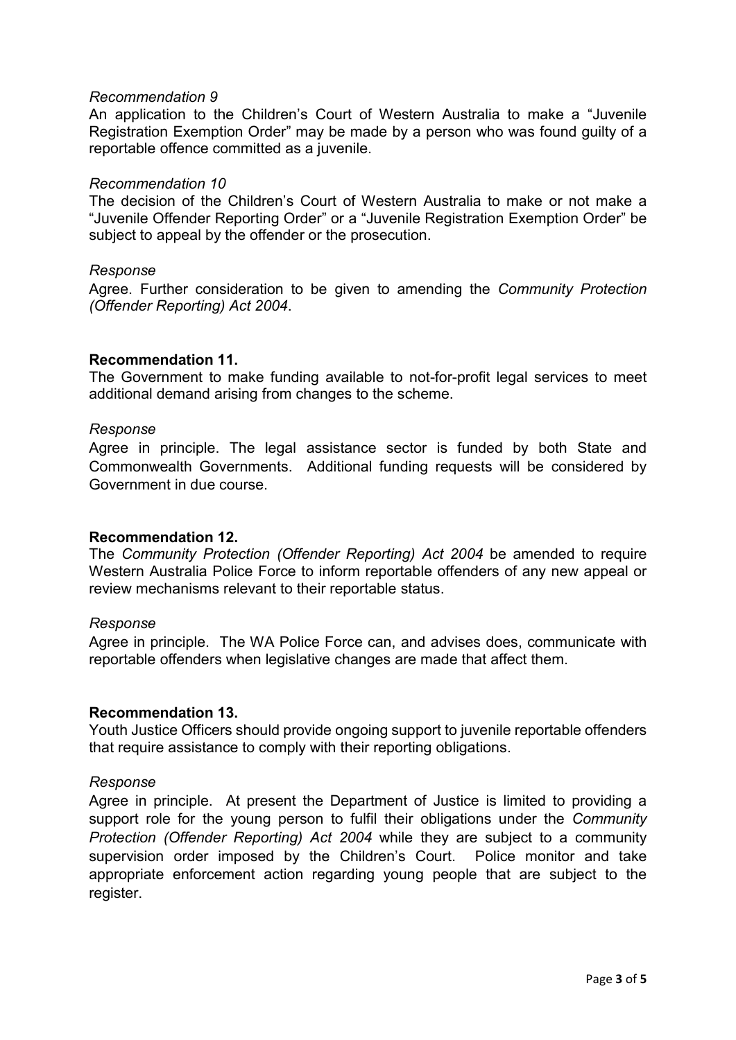*Recommendation 9*

An application to the Children's Court of Western Australia to make a "Juvenile Registration Exemption Order" may be made by a person who was found guilty of a reportable offence committed as a juvenile.

*Recommendation 10*

The decision of the Children's Court of Western Australia to make or not make a "Juvenile Offender Reporting Order" or a "Juvenile Registration Exemption Order" be subject to appeal by the offender or the prosecution.

*Response*

Agree. Further consideration to be given to amending the *Community Protection (Offender Reporting) Act 2004*.

**Recommendation 11.**

The Government to make funding available to not-for-profit legal services to meet additional demand arising from changes to the scheme.

*Response*

Agree in principle. The legal assistance sector is funded by both State and Commonwealth Governments. Additional funding requests will be considered by Government in due course.

**Recommendation 12.**

The *Community Protection (Offender Reporting) Act 2004* be amended to require Western Australia Police Force to inform reportable offenders of any new appeal or review mechanisms relevant to their reportable status.

*Response*

Agree in principle. The WA Police Force can, and advises does, communicate with reportable offenders when legislative changes are made that affect them.

**Recommendation 13.**

Youth Justice Officers should provide ongoing support to juvenile reportable offenders that require assistance to comply with their reporting obligations.

*Response*

Agree in principle. At present the Department of Justice is limited to providing a support role for the young person to fulfil their obligations under the *Community Protection (Offender Reporting) Act 2004* while they are subject to a community supervision order imposed by the Children's Court. Police monitor and take appropriate enforcement action regarding young people that are subject to the register.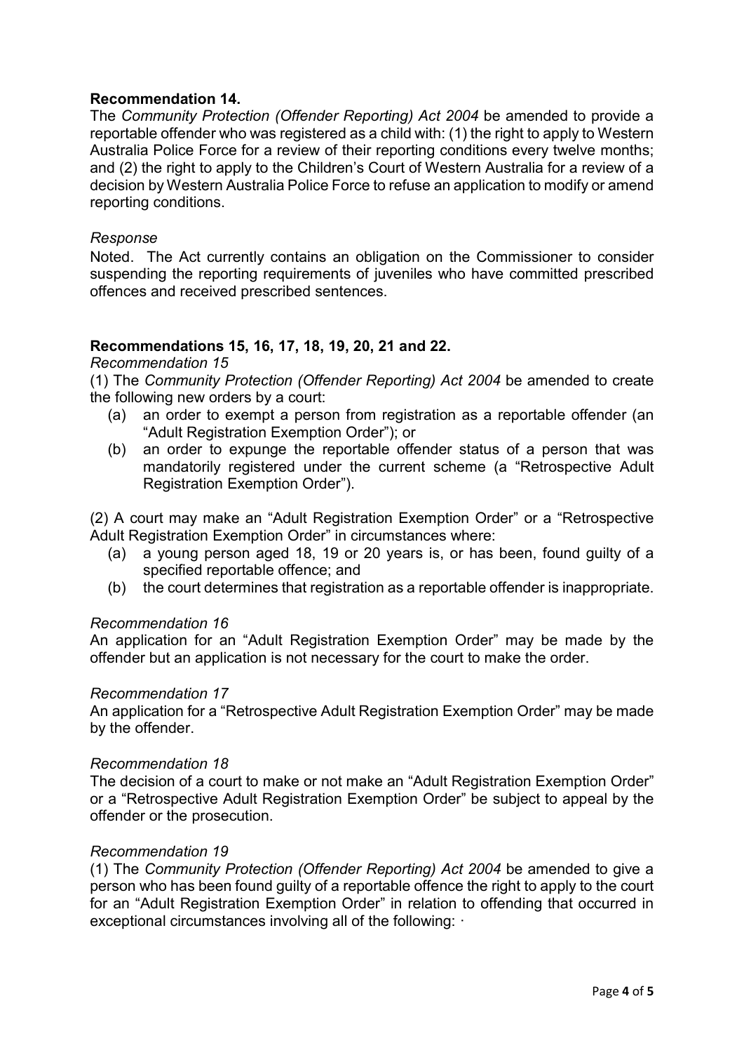**Recommendation 14.**

The *Community Protection (Offender Reporting) Act 2004* be amended to provide a reportable offender who was registered as a child with: (1) the right to apply to Western Australia Police Force for a review of their reporting conditions every twelve months; and (2) the right to apply to the Children's Court of Western Australia for a review of a decision by Western Australia Police Force to refuse an application to modify or amend reporting conditions.

*Response*

Noted. The Act currently contains an obligation on the Commissioner to consider suspending the reporting requirements of juveniles who have committed prescribed offences and received prescribed sentences.

**Recommendations 15, 16, 17, 18, 19, 20, 21 and 22.**

*Recommendation 15*

(1) The *Community Protection (Offender Reporting) Act 2004* be amended to create the following new orders by a court:

(a) an order to exempt a person from registration as a reportable offender (an "Adult Registration Exemption Order"); or

(b) an order to expunge the reportable offender status of a person that was mandatorily registered under the current scheme (a "Retrospective Adult Registration Exemption Order").

(2) A court may make an "Adult Registration Exemption Order" or a "Retrospective Adult Registration Exemption Order" in circumstances where:

(a) a young person aged 18, 19 or 20 years is, or has been, found guilty of a specified reportable offence; and

(b) the court determines that registration as a reportable offender is inappropriate.

*Recommendation 16*

An application for an "Adult Registration Exemption Order" may be made by the offender but an application is not necessary for the court to make the order.

*Recommendation 17*

An application for a "Retrospective Adult Registration Exemption Order" may be made by the offender.

*Recommendation 18*

The decision of a court to make or not make an "Adult Registration Exemption Order" or a "Retrospective Adult Registration Exemption Order" be subject to appeal by the offender or the prosecution.

*Recommendation 19*

(1) The *Community Protection (Offender Reporting) Act 2004* be amended to give a person who has been found guilty of a reportable offence the right to apply to the court for an "Adult Registration Exemption Order" in relation to offending that occurred in exceptional circumstances involving all of the following: ·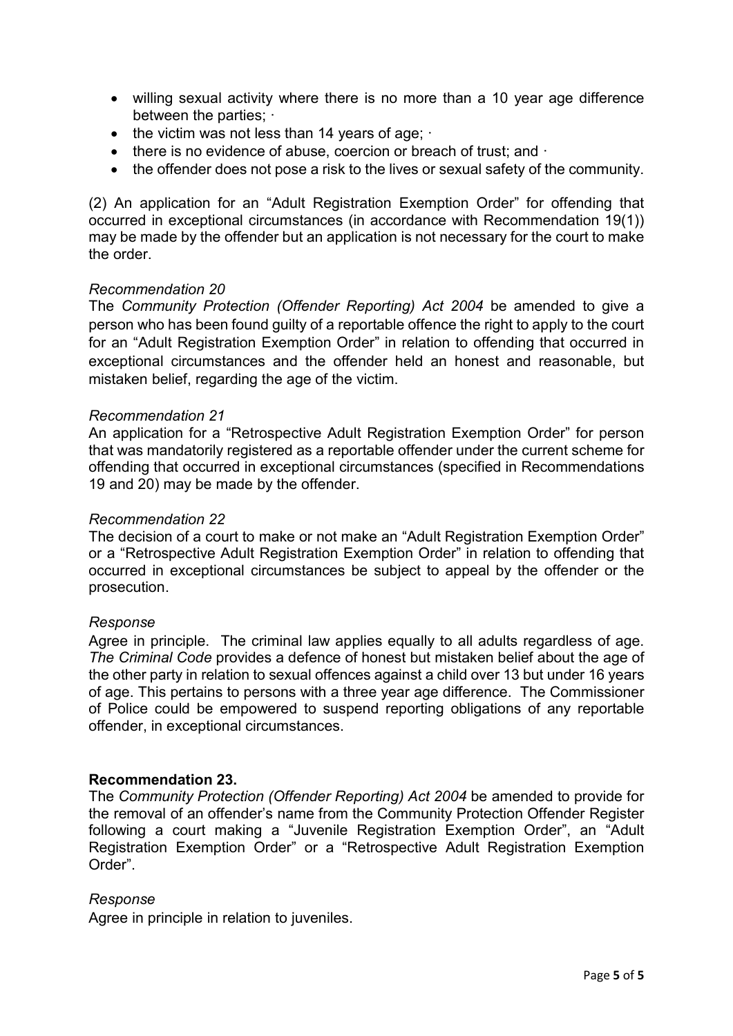- willing sexual activity where there is no more than a 10 year age difference between the parties; ·
- the victim was not less than 14 years of age; ·
- there is no evidence of abuse, coercion or breach of trust; and ·
- the offender does not pose a risk to the lives or sexual safety of the community.

(2) An application for an "Adult Registration Exemption Order" for offending that occurred in exceptional circumstances (in accordance with Recommendation 19(1)) may be made by the offender but an application is not necessary for the court to make the order.

*Recommendation 20*

The *Community Protection (Offender Reporting) Act 2004* be amended to give a person who has been found guilty of a reportable offence the right to apply to the court for an "Adult Registration Exemption Order" in relation to offending that occurred in exceptional circumstances and the offender held an honest and reasonable, but mistaken belief, regarding the age of the victim.

*Recommendation 21*

An application for a "Retrospective Adult Registration Exemption Order" for person that was mandatorily registered as a reportable offender under the current scheme for offending that occurred in exceptional circumstances (specified in Recommendations 19 and 20) may be made by the offender.

*Recommendation 22*

The decision of a court to make or not make an "Adult Registration Exemption Order" or a "Retrospective Adult Registration Exemption Order" in relation to offending that occurred in exceptional circumstances be subject to appeal by the offender or the prosecution.

*Response*

Agree in principle. The criminal law applies equally to all adults regardless of age. *The Criminal Code* provides a defence of honest but mistaken belief about the age of the other party in relation to sexual offences against a child over 13 but under 16 years of age. This pertains to persons with a three year age difference. The Commissioner of Police could be empowered to suspend reporting obligations of any reportable offender, in exceptional circumstances.

**Recommendation 23.**

The *Community Protection (Offender Reporting) Act 2004* be amended to provide for the removal of an offender's name from the Community Protection Offender Register following a court making a "Juvenile Registration Exemption Order", an "Adult Registration Exemption Order" or a "Retrospective Adult Registration Exemption Order".

*Response*

Agree in principle in relation to juveniles.